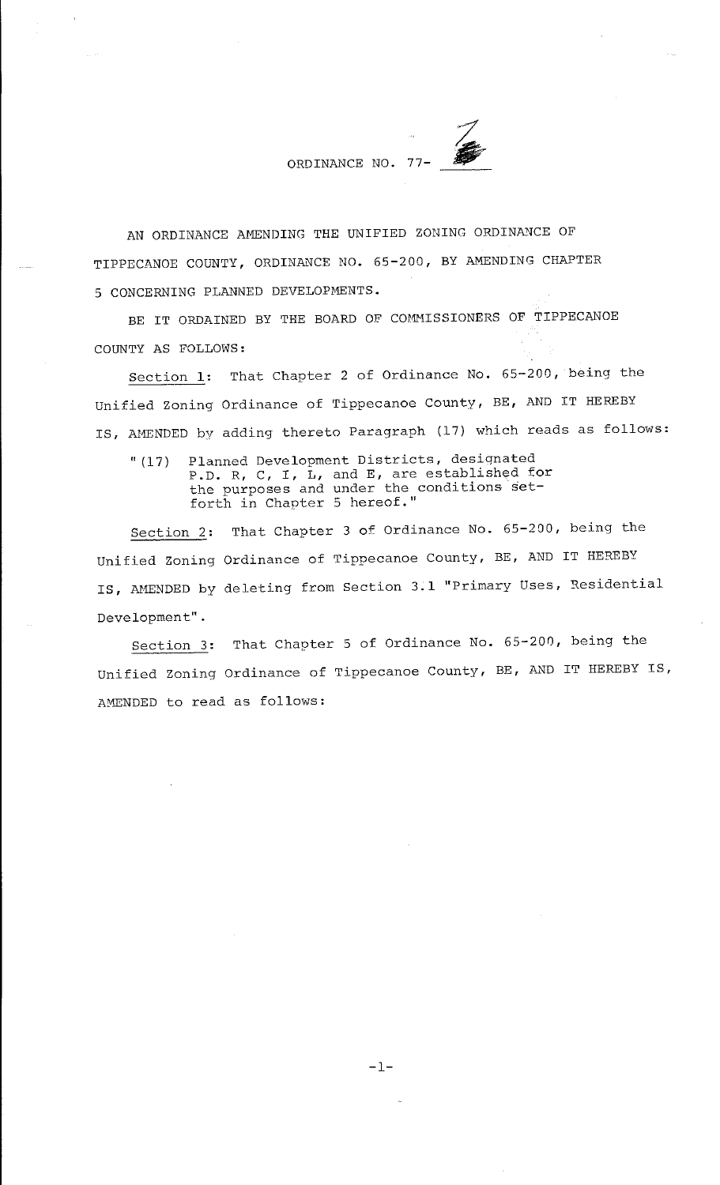ORDINANCE NO. 77-7

AN ORDINANCE AMENDING THE UNIFIED ZONING ORDINANCE OF TIPPECANOE COUNTY, ORDINANCE NO. 65-200, BY AMENDING CHAPTER 5 CONCERNING PLANNED DEVELOPMENTS.

BE IT ORDAINED BY THE BOARD OF COMMISSIONERS OF TIPPECANOE COUNTY AS FOLLOWS:

Section 1: That Chapter 2 of Ordinance No. 65-200, being the Unified Zoning Ordinance of Tippecanoe County, BE, AND IT HEREBY IS, AMENDED by adding thereto Paragraph (17) which reads as follows:

> "(17) Planned Development Districts, designated P.D. R, C, I, L, and E, are established for the purposes and under the conditions set-forth in Chapter 5 hereof."

Section 2: That Chapter 3 of Ordinance No. 65-200, being the Unified Zoning Ordinance of Tippecanoe County, BE, AND IT HEREBY IS, AMENDED by deleting from Section 3.1 "Primary Uses, Residential Development".

Section 3: That Chapter 5 of Ordinance No. 65-200, being the Unified Zoning Ordinance of Tippecanoe County, BE, AND IT HEREBY IS, AMENDED to read as follows: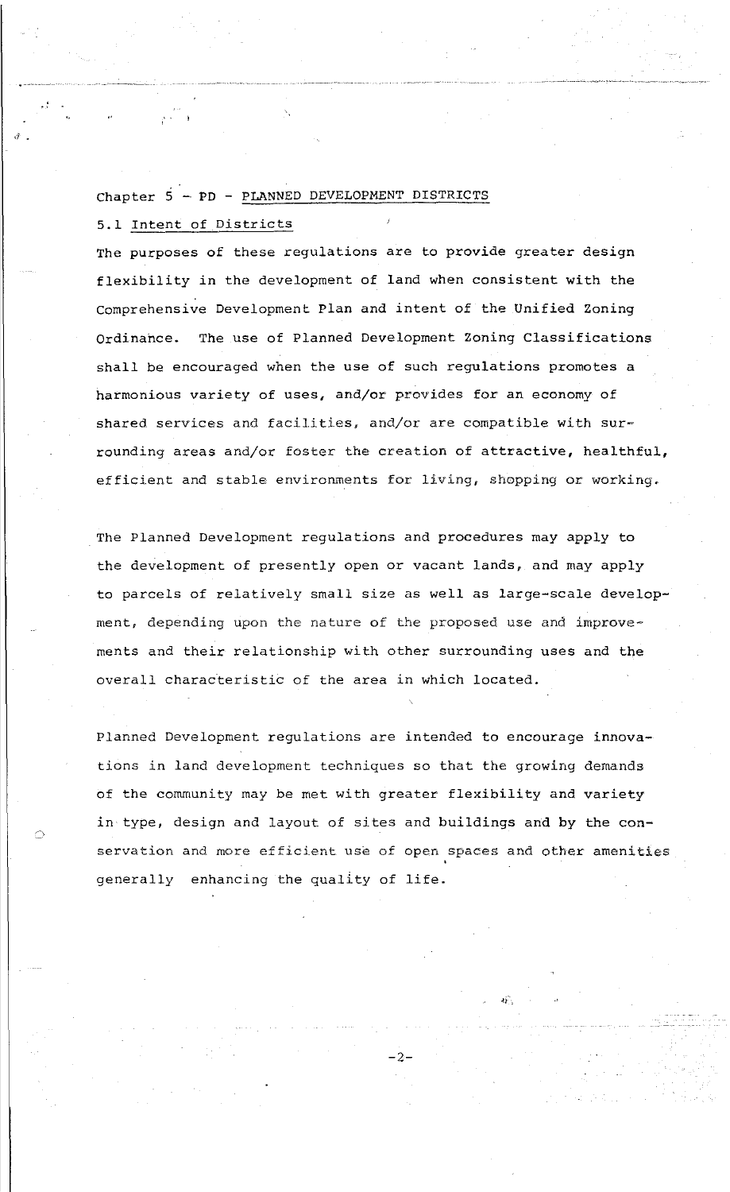## Chapter 5 - PD - PLANNED DEVELOPMENT DISTRICTS

### 5.1 Intent of Districts

The purposes of these regulations are to provide greater design flexibility in the development of land when consistent with the Comprehensive Development Plan and intent of the Unified Zoning Ordinance. The use of Planned Development Zoning Classifications shall be encouraged when the use of such regulations promotes a harmonious variety of uses, and/or provides for an economy of shared services and facilities, and/or are compatible with surrounding areas and/or foster the creation of attractive, healthful, efficient and stable environments for living, shopping or working.

The Planned Development regulations and procedures may apply to the development of presently open or vacant lands, and may apply to parcels of relatively small size as well as large-scale development, depending upon the nature of the proposed use and improvements and their relationship with other surrounding uses and the overall characteristic of the area in which located.

Planned Development regulations are intended to encourage innovations in land development techniques so that the growing demands of the community may be met with greater flexibility and variety in type, design and layout of sites and buildings and by the conservation and more efficient use of open spaces and other amenities generally enhancing the quality of life.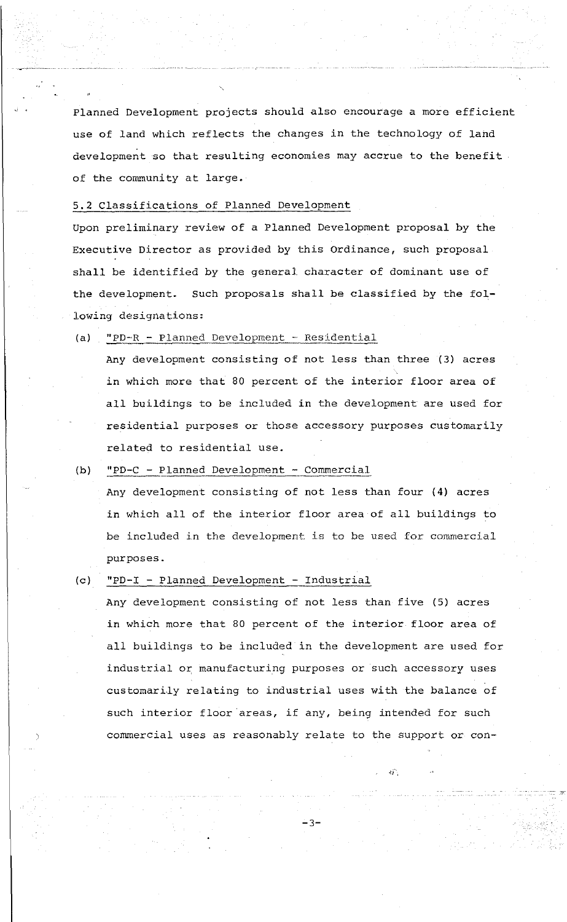Planned Development projects should also encourage a more efficient use of land which reflects the changes in the technology of land development so that resulting economies may accrue to the benefit of the community at large.

### 5.2 Classifications of Planned Development

Upon preliminary review of a Planned Development proposal by the Executive Director as provided by this Ordinance, such proposal shall be identified by the general character of dominant use of the development. Such proposals shall be classified by the following designations:

(a) "PD-R - Planned Development - Residential

Any development consisting of not less than three (3) acres in which more that 80 percent of the interior floor area of all buildings to be included in the development are used for residential purposes or those accessory purposes customarily related to residential use.

(b) "PD-C - Planned Development - Commercial

Any development consisting of not less than four (4) acres in which all of the interior floor area of all buildings to be included in the development is to be used for commercial purposes.

(c) "PD-I - Planned Development - Industrial

Any development consisting of not less than five (5) acres in which more that 80 percent of the interior floor area of all buildings to be included in the development are used for industrial or manufacturing purposes or such accessory uses customarily relating to industrial uses with the balance of such interior floor areas, if any, being intended for such commercial uses as reasonably relate to the support or con-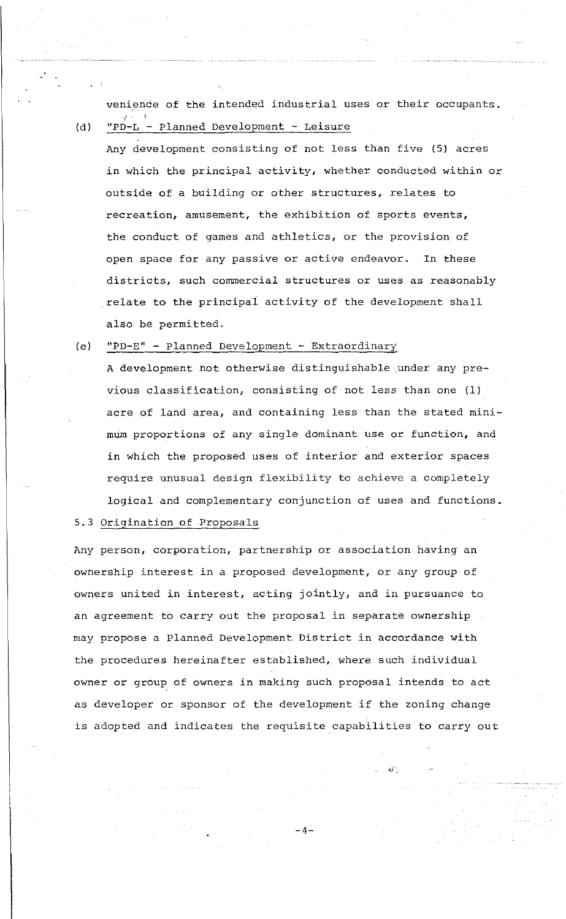venience of the intended industrial uses or their occupants.

(d) "PD-L - Planned Development - Leisure"

Any development consisting of not less than five (5) acres in which the principal activity, whether conducted within or outside of a building or other structures, relates to recreation, amusement, the exhibition of sports events, the conduct of games and athletics, or the provision of open space for any passive or active endeavor. In these districts, such commercial structures or uses as reasonably relate to the principal activity of the development shall also be permitted.

(e) "PD-E" - Planned Development - Extraordinary

A development not otherwise distinguishable under any previous classification, consisting of not less than one (1) acre of land area, and containing less than the stated minimum proportions of any single dominant use or function, and in which the proposed uses of interior and exterior spaces require unusual design flexibility to achieve a completely logical and complementary conjunction of uses and functions.

5.3 Origination of Proposals

Any person, corporation, partnership or association having an ownership interest in a proposed development, or any group of owners united in interest, acting jointly, and in pursuance to an agreement to carry out the proposal in separate ownership may propose a Planned Development District in accordance with the procedures hereinafter established, where such individual owner or group of owners in making such proposal intends to act as developer or sponsor of the development if the zoning change is adopted and indicates the requisite capabilities to carry out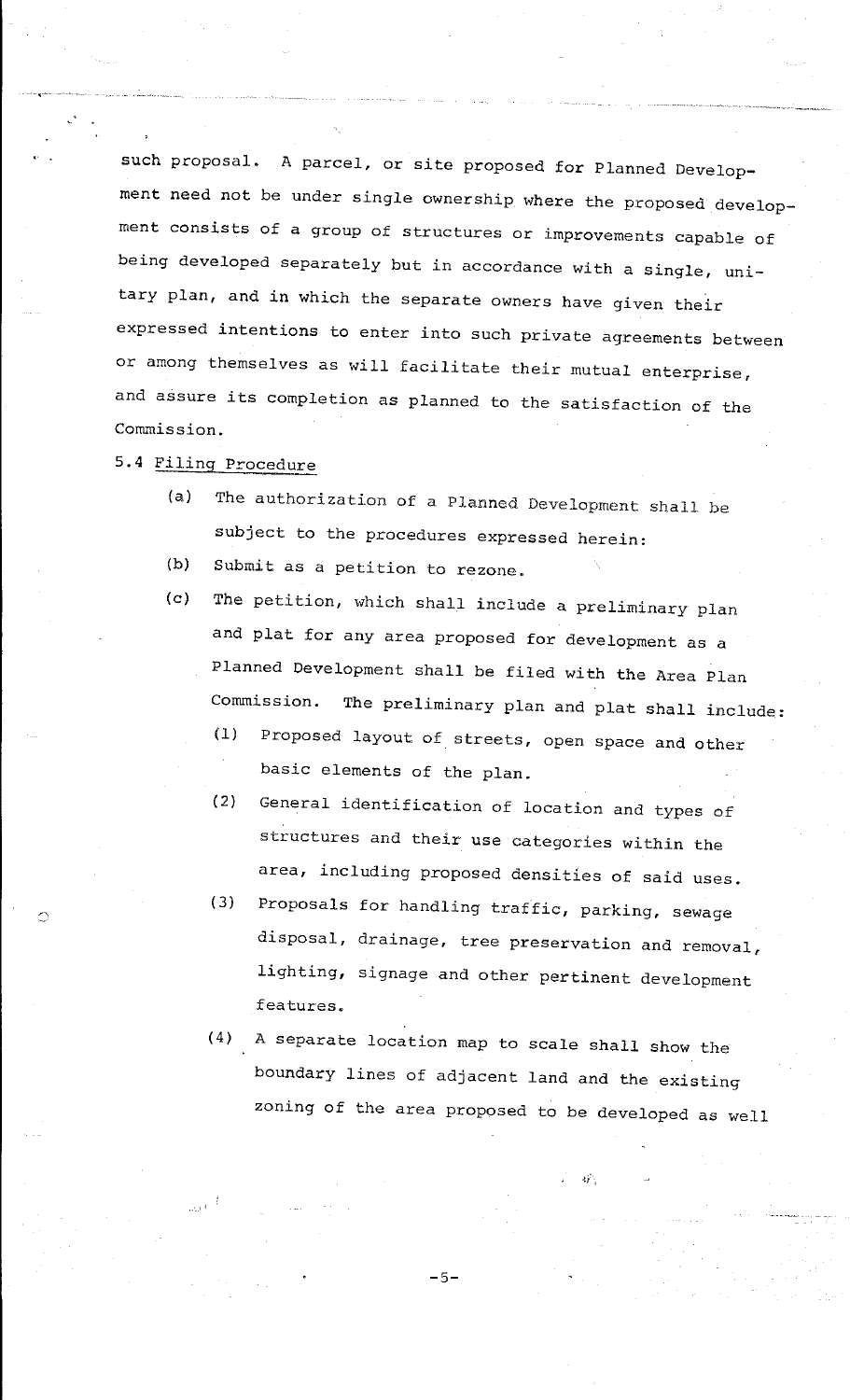such proposal. A parcel, or site proposed for Planned Development need not be under single ownership where the proposed development consists of a group of structures or improvements capable of being developed separately but in accordance with a single, unitary plan, and in which the separate owners have given their expressed intentions to enter into such private agreements between or among themselves as will facilitate their mutual enterprise, and assure its completion as planned to the satisfaction of the Commission.

5.4 Filing Procedure

(a) The authorization of a Planned Development shall be subject to the procedures expressed herein:

(b) Submit as a petition to rezone.

(c) The petition, which shall include a preliminary plan and plat for any area proposed for development as a Planned Development shall be filed with the Area Plan Commission. The preliminary plan and plat shall include:

(1) Proposed layout of streets, open space and other basic elements of the plan.

(2) General identification of location and types of structures and their use categories within the area, including proposed densities of said uses.

(3) Proposals for handling traffic, parking, sewage disposal, drainage, tree preservation and removal, lighting, signage and other pertinent development features.

(4) A separate location map to scale shall show the boundary lines of adjacent land and the existing zoning of the area proposed to be developed as well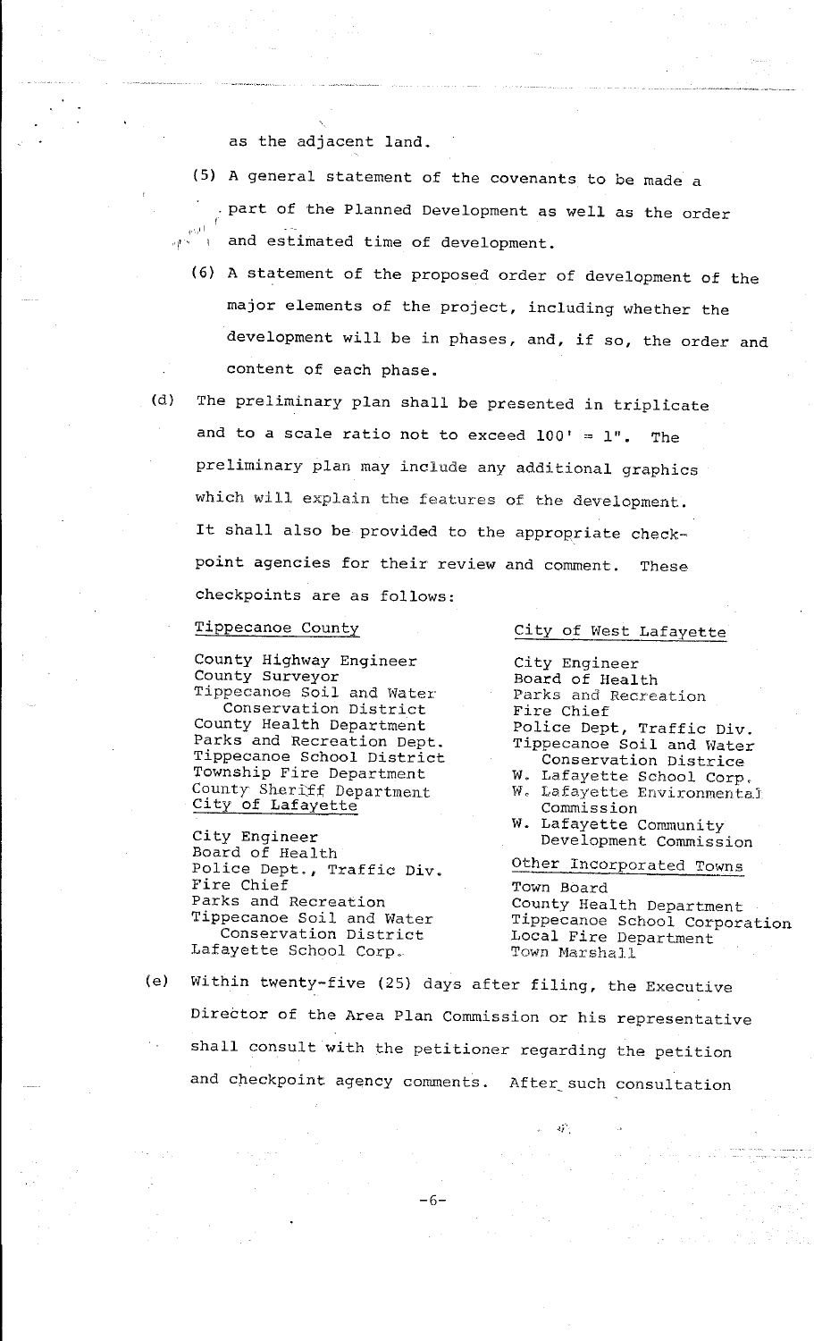as the adjacent land.

(5) A general statement of the covenants to be made a part of the Planned Development as well as the order and estimated time of development.

(6) A statement of the proposed order of development of the major elements of the project, including whether the development will be in phases, and, if so, the order and content of each phase.

(d) The preliminary plan shall be presented in triplicate and to a scale ratio not to exceed 100' = 1". The preliminary plan may include any additional graphics which will explain the features of the development. It shall also be provided to the appropriate checkpoint agencies for their review and comment. These checkpoints are as follows:

Tippecanoe County

County Highway Engineer
County Surveyor
Tippecanoe Soil and Water Conservation District
County Health Department
Parks and Recreation Dept.
Tippecanoe School District
Township Fire Department
County Sheriff Department

City of Lafayette

City Engineer
Board of Health
Police Dept., Traffic Div.
Fire Chief
Parks and Recreation
Tippecanoe Soil and Water Conservation District
Lafayette School Corp.

City of West Lafayette

City Engineer
Board of Health
Parks and Recreation
Fire Chief
Police Dept, Traffic Div.
Tippecanoe Soil and Water Conservation Districe
W. Lafayette School Corp.
W. Lafayette Environmental Commission
W. Lafayette Community Development Commission

Other Incorporated Towns

Town Board
County Health Department
Tippecanoe School Corporation
Local Fire Department
Town Marshall

(e) Within twenty-five (25) days after filing, the Executive Director of the Area Plan Commission or his representative shall consult with the petitioner regarding the petition and checkpoint agency comments. After such consultation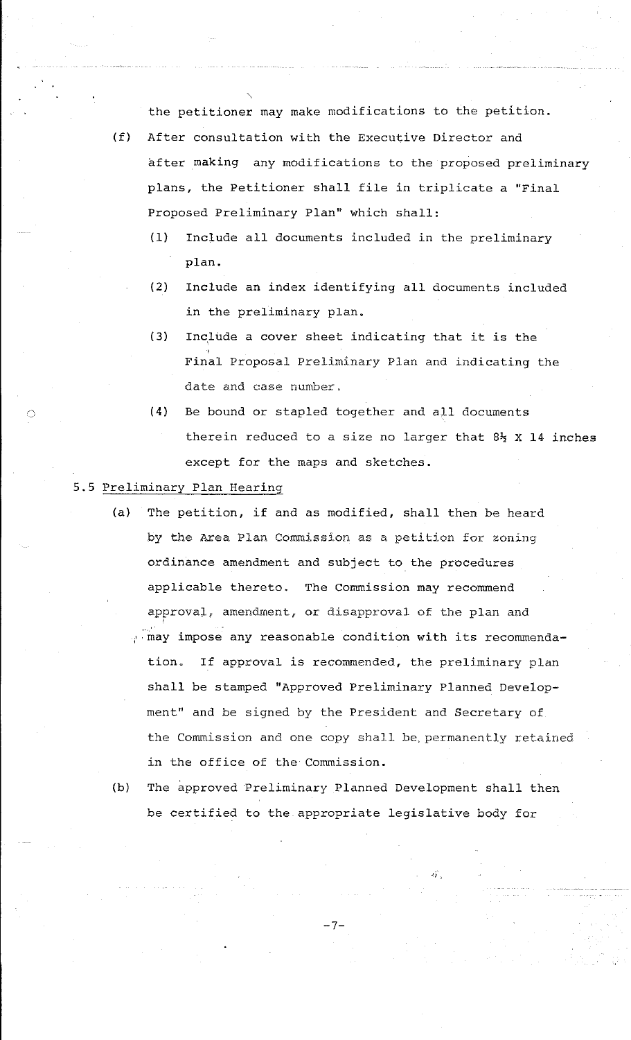the petitioner may make modifications to the petition.

(f) After consultation with the Executive Director and after making any modifications to the proposed preliminary plans, the Petitioner shall file in triplicate a "Final Proposed Preliminary Plan" which shall:

(1) Include all documents included in the preliminary plan.

(2) Include an index identifying all documents included in the preliminary plan.

(3) Include a cover sheet indicating that it is the Final Proposal Preliminary Plan and indicating the date and case number.

(4) Be bound or stapled together and all documents therein reduced to a size no larger that 8½ X 14 inches except for the maps and sketches.

5.5 Preliminary Plan Hearing

(a) The petition, if and as modified, shall then be heard by the Area Plan Commission as a petition for zoning ordinance amendment and subject to the procedures applicable thereto. The Commission may recommend approval, amendment, or disapproval of the plan and may impose any reasonable condition with its recommendation. If approval is recommended, the preliminary plan shall be stamped "Approved Preliminary Planned Development" and be signed by the President and Secretary of the Commission and one copy shall be permanently retained in the office of the Commission.

(b) The approved Preliminary Planned Development shall then be certified to the appropriate legislative body for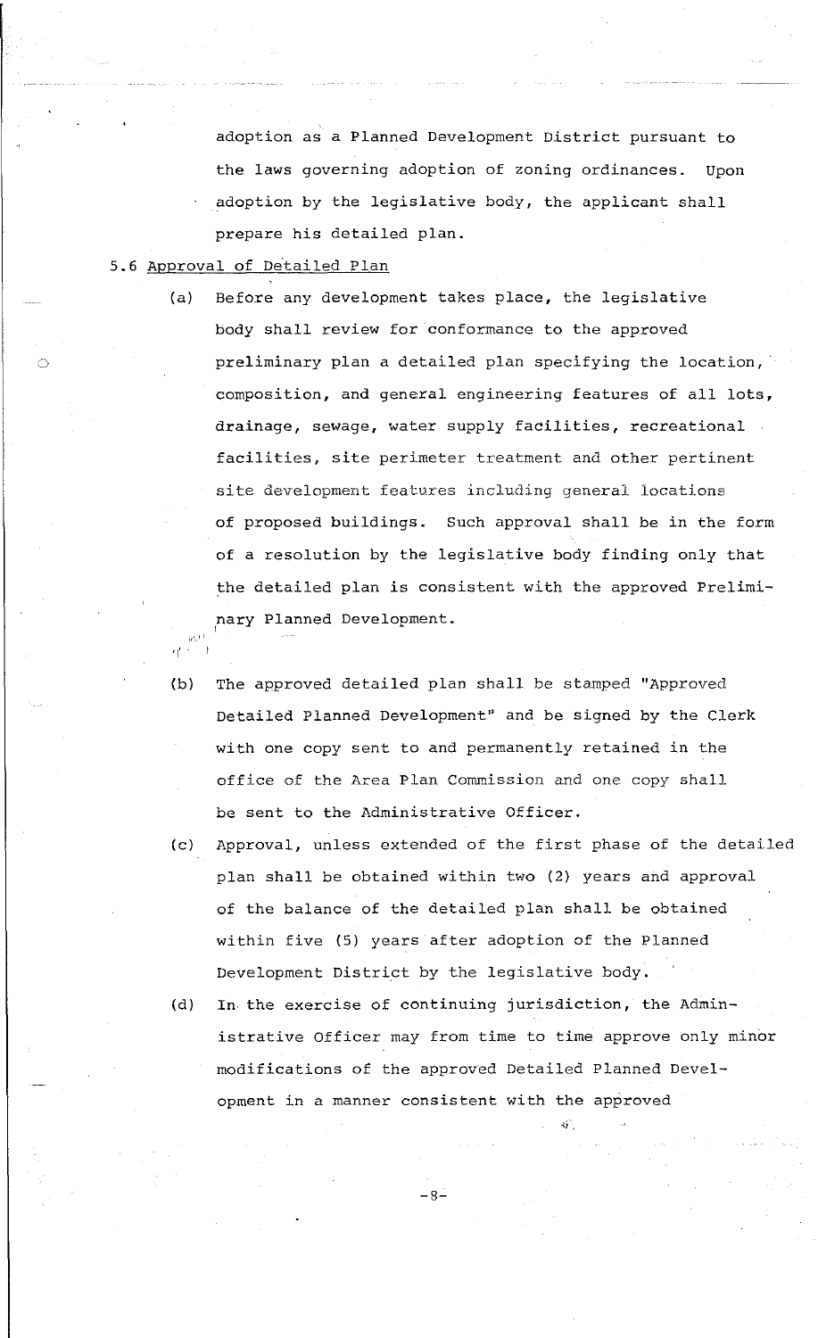adoption as a Planned Development District pursuant to the laws governing adoption of zoning ordinances. Upon adoption by the legislative body, the applicant shall prepare his detailed plan.

5.6 <u>Approval of Detailed Plan</u>

(a) Before any development takes place, the legislative body shall review for conformance to the approved preliminary plan a detailed plan specifying the location, composition, and general engineering features of all lots, drainage, sewage, water supply facilities, recreational facilities, site perimeter treatment and other pertinent site development features including general locations of proposed buildings. Such approval shall be in the form of a resolution by the legislative body finding only that the detailed plan is consistent with the approved Preliminary Planned Development.

(b) The approved detailed plan shall be stamped "Approved Detailed Planned Development" and be signed by the Clerk with one copy sent to and permanently retained in the office of the Area Plan Commission and one copy shall be sent to the Administrative Officer.

(c) Approval, unless extended of the first phase of the detailed plan shall be obtained within two (2) years and approval of the balance of the detailed plan shall be obtained within five (5) years after adoption of the Planned Development District by the legislative body.

(d) In the exercise of continuing jurisdiction, the Administrative Officer may from time to time approve only minor modifications of the approved Detailed Planned Development in a manner consistent with the approved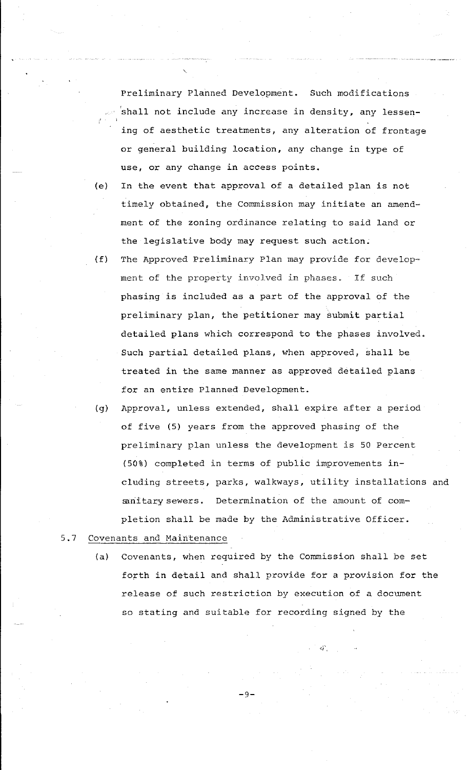Preliminary Planned Development. Such modifications shall not include any increase in density, any lessening of aesthetic treatments, any alteration of frontage or general building location, any change in type of use, or any change in access points.

(e) In the event that approval of a detailed plan is not timely obtained, the Commission may initiate an amendment of the zoning ordinance relating to said land or the legislative body may request such action.

(f) The Approved Preliminary Plan may provide for development of the property involved in phases. If such phasing is included as a part of the approval of the preliminary plan, the petitioner may submit partial detailed plans which correspond to the phases involved. Such partial detailed plans, when approved, shall be treated in the same manner as approved detailed plans for an entire Planned Development.

(g) Approval, unless extended, shall expire after a period of five (5) years from the approved phasing of the preliminary plan unless the development is 50 Percent (50%) completed in terms of public improvements including streets, parks, walkways, utility installations and sanitary sewers. Determination of the amount of completion shall be made by the Administrative Officer.

5.7 <u>Covenants and Maintenance</u>

(a) Covenants, when required by the Commission shall be set forth in detail and shall provide for a provision for the release of such restriction by execution of a document so stating and suitable for recording signed by the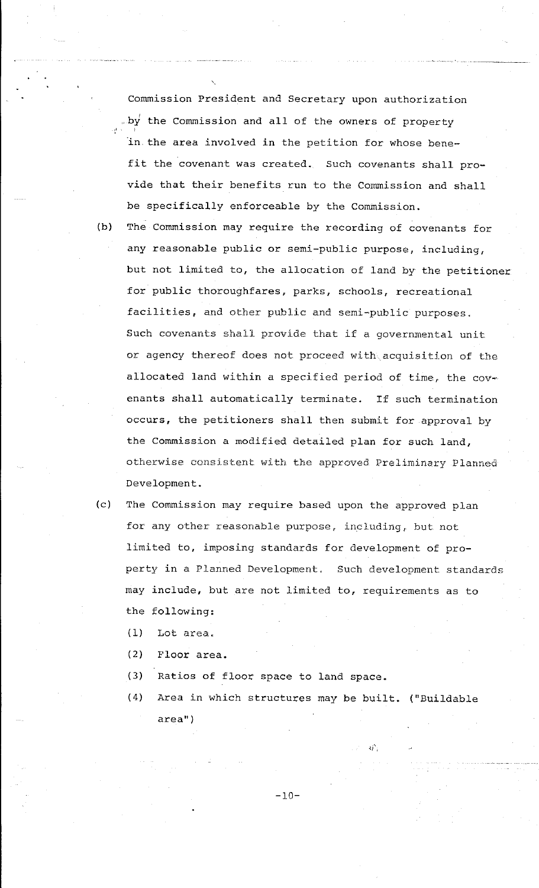Commission President and Secretary upon authorization by the Commission and all of the owners of property in the area involved in the petition for whose benefit the covenant was created. Such covenants shall provide that their benefits run to the Commission and shall be specifically enforceable by the Commission.

(b) The Commission may require the recording of covenants for any reasonable public or semi-public purpose, including, but not limited to, the allocation of land by the petitioner for public thoroughfares, parks, schools, recreational facilities, and other public and semi-public purposes. Such covenants shall provide that if a governmental unit or agency thereof does not proceed with acquisition of the allocated land within a specified period of time, the covenants shall automatically terminate. If such termination occurs, the petitioners shall then submit for approval by the Commission a modified detailed plan for such land, otherwise consistent with the approved Preliminary Planned Development.

(c) The Commission may require based upon the approved plan for any other reasonable purpose, including, but not limited to, imposing standards for development of property in a Planned Development. Such development standards may include, but are not limited to, requirements as to the following:

(1) Lot area.

(2) Floor area.

(3) Ratios of floor space to land space.

(4) Area in which structures may be built. ("Buildable area")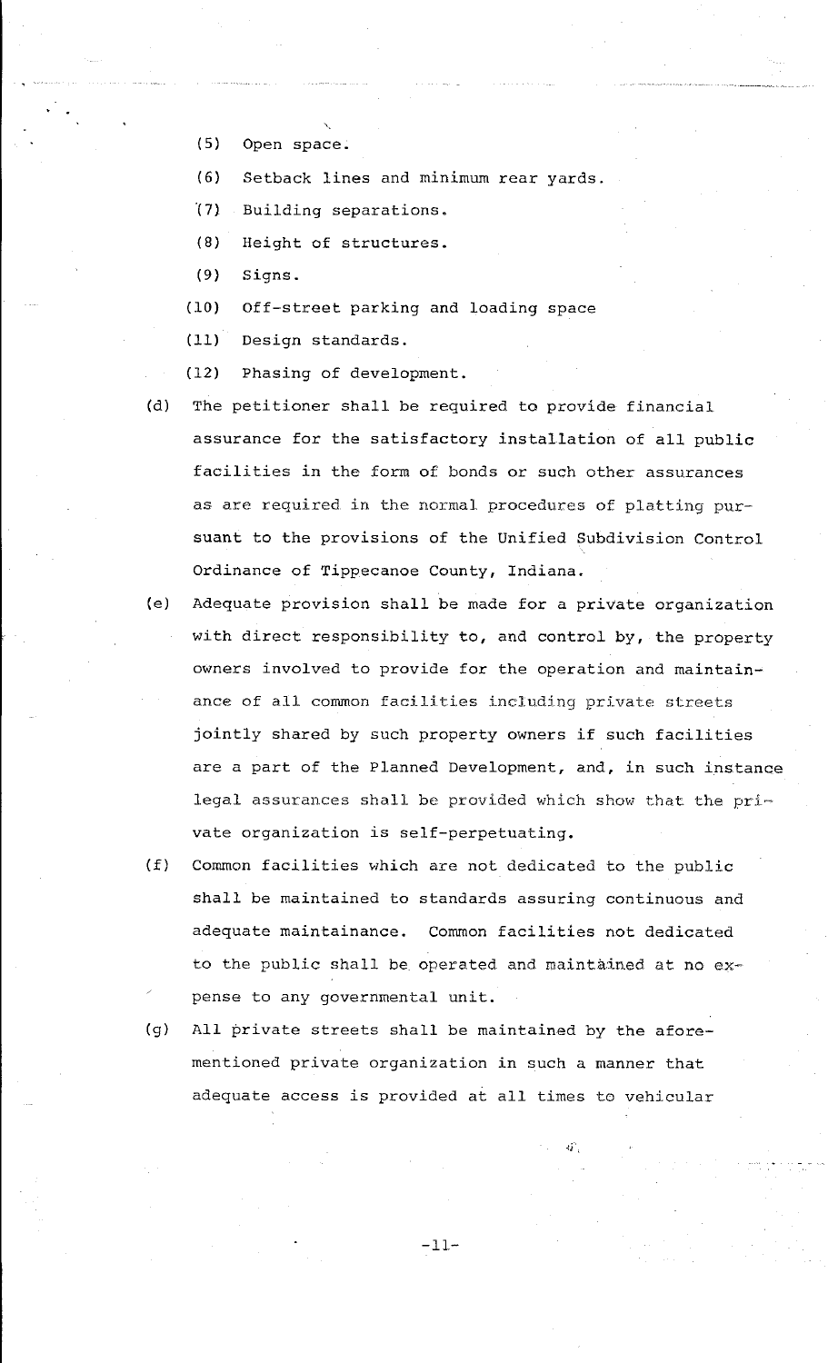(5) Open space.

(6) Setback lines and minimum rear yards.

(7) Building separations.

(8) Height of structures.

(9) Signs.

(10) Off-street parking and loading space

(11) Design standards.

(12) Phasing of development.

(d) The petitioner shall be required to provide financial assurance for the satisfactory installation of all public facilities in the form of bonds or such other assurances as are required in the normal procedures of platting pursuant to the provisions of the Unified Subdivision Control Ordinance of Tippecanoe County, Indiana.

(e) Adequate provision shall be made for a private organization with direct responsibility to, and control by, the property owners involved to provide for the operation and maintainance of all common facilities including private streets jointly shared by such property owners if such facilities are a part of the Planned Development, and, in such instance legal assurances shall be provided which show that the private organization is self-perpetuating.

(f) Common facilities which are not dedicated to the public shall be maintained to standards assuring continuous and adequate maintainance. Common facilities not dedicated to the public shall be operated and maintained at no expense to any governmental unit.

(g) All private streets shall be maintained by the aforementioned private organization in such a manner that adequate access is provided at all times to vehicular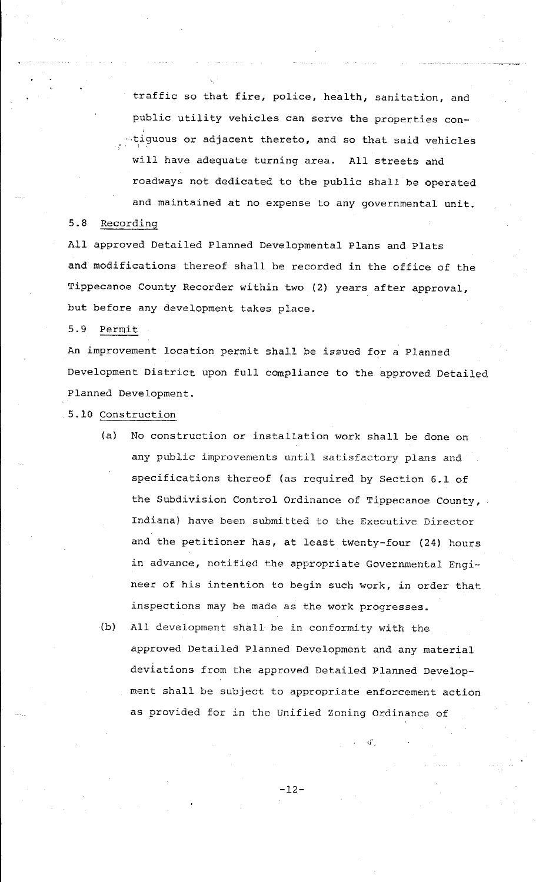traffic so that fire, police, health, sanitation, and public utility vehicles can serve the properties contiguous or adjacent thereto, and so that said vehicles will have adequate turning area. All streets and roadways not dedicated to the public shall be operated and maintained at no expense to any governmental unit.

5.8 Recording

All approved Detailed Planned Developmental Plans and Plats and modifications thereof shall be recorded in the office of the Tippecanoe County Recorder within two (2) years after approval, but before any development takes place.

5.9 Permit

An improvement location permit shall be issued for a Planned Development District upon full compliance to the approved Detailed Planned Development.

5.10 Construction

(a) No construction or installation work shall be done on any public improvements until satisfactory plans and specifications thereof (as required by Section 6.1 of the Subdivision Control Ordinance of Tippecanoe County, Indiana) have been submitted to the Executive Director and the petitioner has, at least twenty-four (24) hours in advance, notified the appropriate Governmental Engineer of his intention to begin such work, in order that inspections may be made as the work progresses.

(b) All development shall be in conformity with the approved Detailed Planned Development and any material deviations from the approved Detailed Planned Development shall be subject to appropriate enforcement action as provided for in the Unified Zoning Ordinance of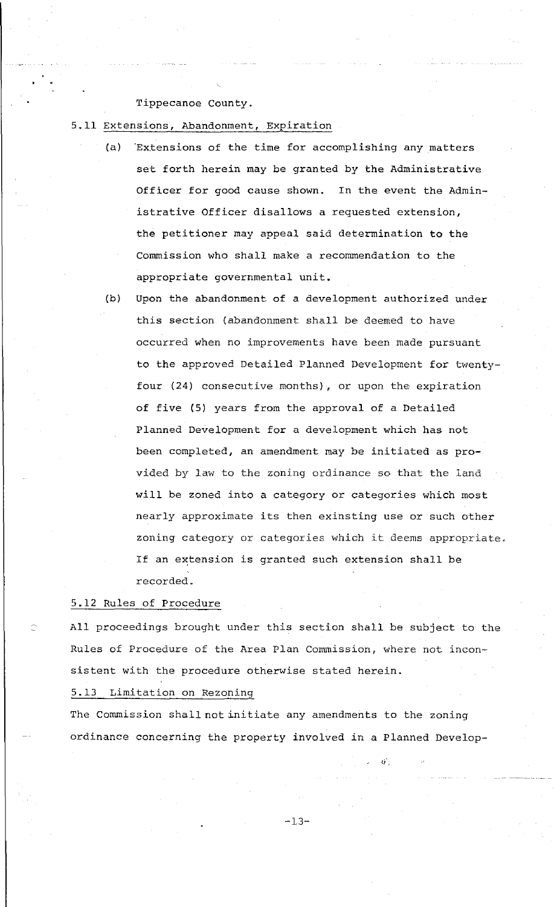Tippecanoe County.

## 5.11 Extensions, Abandonment, Expiration

(a) Extensions of the time for accomplishing any matters set forth herein may be granted by the Administrative Officer for good cause shown. In the event the Administrative Officer disallows a requested extension, the petitioner may appeal said determination to the Commission who shall make a recommendation to the appropriate governmental unit.

(b) Upon the abandonment of a development authorized under this section (abandonment shall be deemed to have occurred when no improvements have been made pursuant to the approved Detailed Planned Development for twenty-four (24) consecutive months), or upon the expiration of five (5) years from the approval of a Detailed Planned Development for a development which has not been completed, an amendment may be initiated as provided by law to the zoning ordinance so that the land will be zoned into a category or categories which most nearly approximate its then exinsting use or such other zoning category or categories which it deems appropriate. If an extension is granted such extension shall be recorded.

## 5.12 Rules of Procedure

All proceedings brought under this section shall be subject to the Rules of Procedure of the Area Plan Commission, where not inconsistent with the procedure otherwise stated herein.

## 5.13 Limitation on Rezoning

The Commission shall not initiate any amendments to the zoning ordinance concerning the property involved in a Planned Develop-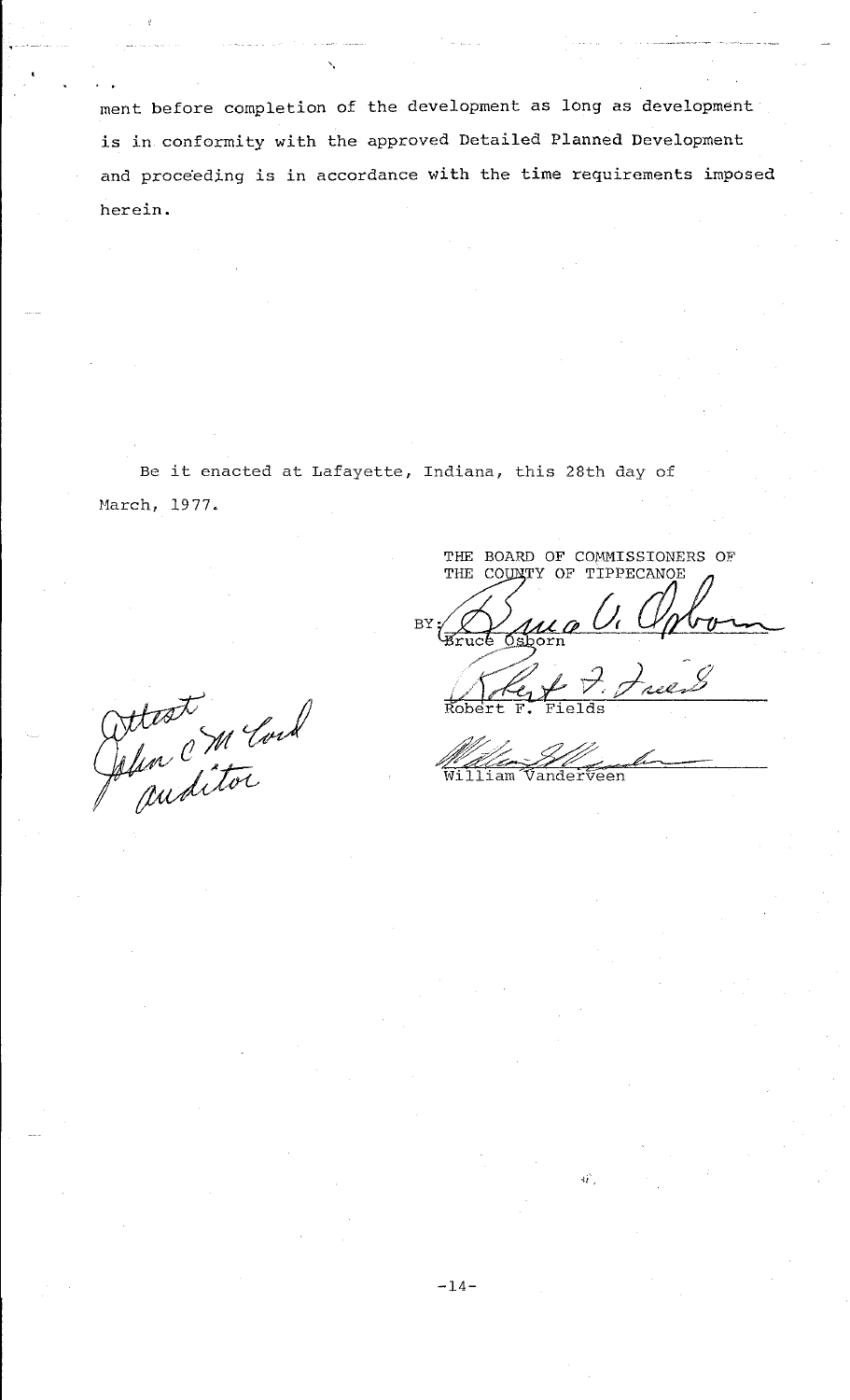ment before completion of the development as long as development is in conformity with the approved Detailed Planned Development and proceeding is in accordance with the time requirements imposed herein.

Be it enacted at Lafayette, Indiana, this 28th day of March, 1977.

THE BOARD OF COMMISSIONERS OF THE COUNTY OF TIPPECANOE

BY: Bruce Osborn

Robert F. Fields

William Vanderveen

Attest John C. McCord
Auditor